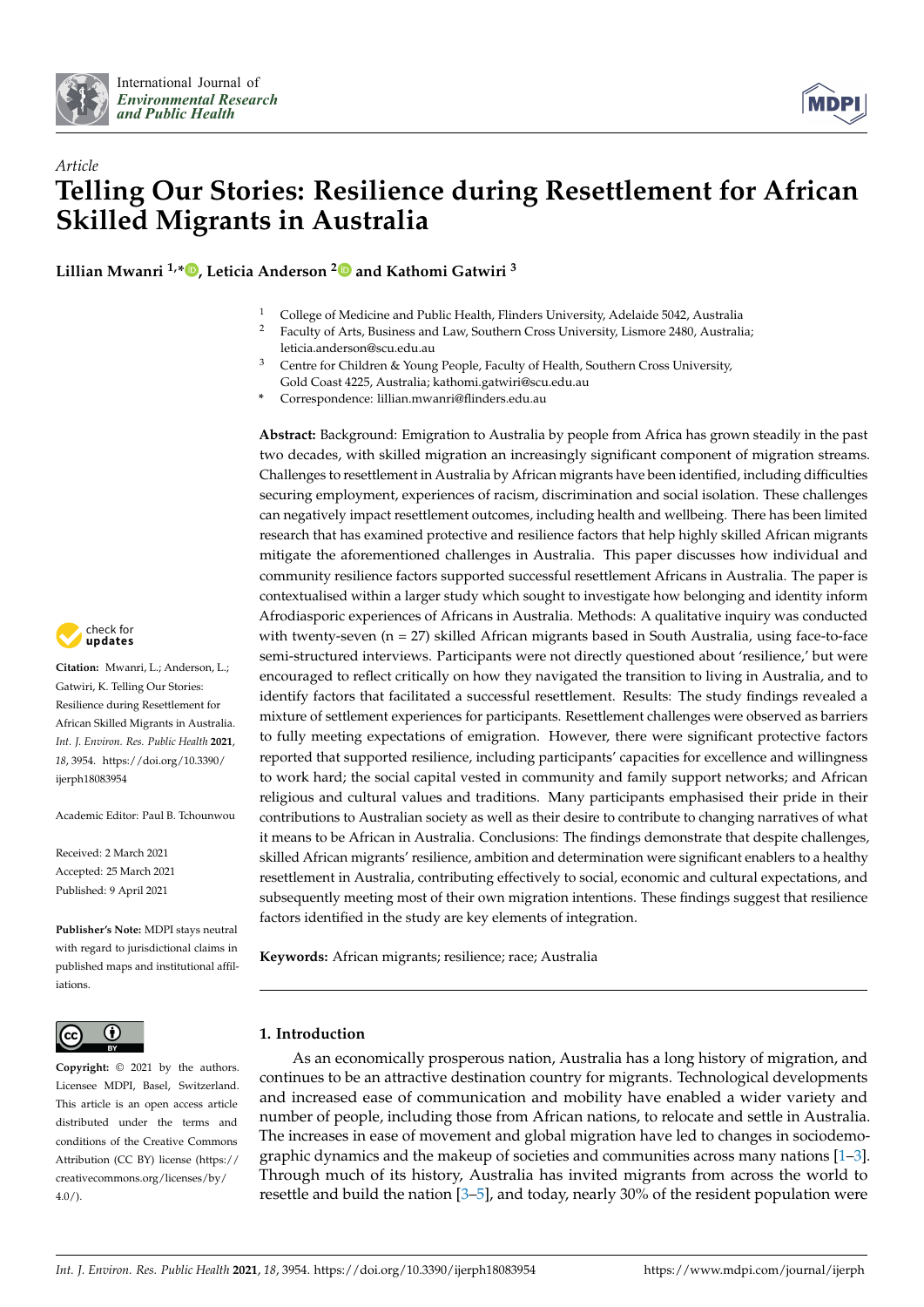*Article*

# Telling Our Stories: Resilience during Resettlement for African Skilled Migrants in Australia

**Lillian Mwanri [1,*], Leticia Anderson [2] and Kathomi Gatwiri [3]**

[1] College of Medicine and Public Health, Flinders University, Adelaide 5042, Australia
[2] Faculty of Arts, Business and Law, Southern Cross University, Lismore 2480, Australia; leticia.anderson@scu.edu.au
[3] Centre for Children & Young People, Faculty of Health, Southern Cross University, Gold Coast 4225, Australia; kathomi.gatwiri@scu.edu.au
* Correspondence: lillian.mwanri@flinders.edu.au

**Citation:** Mwanri, L.; Anderson, L.; Gatwiri, K. Telling Our Stories: Resilience during Resettlement for African Skilled Migrants in Australia. *Int. J. Environ. Res. Public Health* **2021**, *18*, 3954. https://doi.org/10.3390/ijerph18083954

Academic Editor: Paul B. Tchounwou

Received: 2 March 2021
Accepted: 25 March 2021
Published: 9 April 2021

**Publisher's Note:** MDPI stays neutral with regard to jurisdictional claims in published maps and institutional affiliations.

**Copyright:** © 2021 by the authors. Licensee MDPI, Basel, Switzerland. This article is an open access article distributed under the terms and conditions of the Creative Commons Attribution (CC BY) license (https://creativecommons.org/licenses/by/4.0/).

**Abstract:** Background: Emigration to Australia by people from Africa has grown steadily in the past two decades, with skilled migration an increasingly significant component of migration streams. Challenges to resettlement in Australia by African migrants have been identified, including difficulties securing employment, experiences of racism, discrimination and social isolation. These challenges can negatively impact resettlement outcomes, including health and wellbeing. There has been limited research that has examined protective and resilience factors that help highly skilled African migrants mitigate the aforementioned challenges in Australia. This paper discusses how individual and community resilience factors supported successful resettlement Africans in Australia. The paper is contextualised within a larger study which sought to investigate how belonging and identity inform Afrodiasporic experiences of Africans in Australia. Methods: A qualitative inquiry was conducted with twenty-seven (n = 27) skilled African migrants based in South Australia, using face-to-face semi-structured interviews. Participants were not directly questioned about 'resilience,' but were encouraged to reflect critically on how they navigated the transition to living in Australia, and to identify factors that facilitated a successful resettlement. Results: The study findings revealed a mixture of settlement experiences for participants. Resettlement challenges were observed as barriers to fully meeting expectations of emigration. However, there were significant protective factors reported that supported resilience, including participants' capacities for excellence and willingness to work hard; the social capital vested in community and family support networks; and African religious and cultural values and traditions. Many participants emphasised their pride in their contributions to Australian society as well as their desire to contribute to changing narratives of what it means to be African in Australia. Conclusions: The findings demonstrate that despite challenges, skilled African migrants' resilience, ambition and determination were significant enablers to a healthy resettlement in Australia, contributing effectively to social, economic and cultural expectations, and subsequently meeting most of their own migration intentions. These findings suggest that resilience factors identified in the study are key elements of integration.

**Keywords:** African migrants; resilience; race; Australia

## 1. Introduction

As an economically prosperous nation, Australia has a long history of migration, and continues to be an attractive destination country for migrants. Technological developments and increased ease of communication and mobility have enabled a wider variety and number of people, including those from African nations, to relocate and settle in Australia. The increases in ease of movement and global migration have led to changes in sociodemographic dynamics and the makeup of societies and communities across many nations [1–3]. Through much of its history, Australia has invited migrants from across the world to resettle and build the nation [3–5], and today, nearly 30% of the resident population were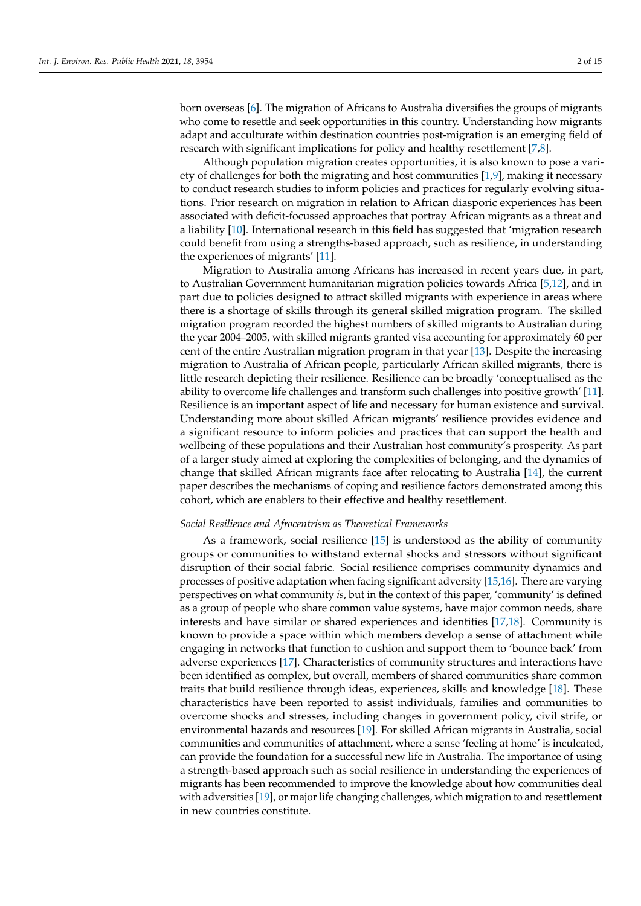born overseas [6]. The migration of Africans to Australia diversifies the groups of migrants who come to resettle and seek opportunities in this country. Understanding how migrants adapt and acculturate within destination countries post-migration is an emerging field of research with significant implications for policy and healthy resettlement [7,8].

Although population migration creates opportunities, it is also known to pose a variety of challenges for both the migrating and host communities [1,9], making it necessary to conduct research studies to inform policies and practices for regularly evolving situations. Prior research on migration in relation to African diasporic experiences has been associated with deficit-focussed approaches that portray African migrants as a threat and a liability [10]. International research in this field has suggested that 'migration research could benefit from using a strengths-based approach, such as resilience, in understanding the experiences of migrants' [11].

Migration to Australia among Africans has increased in recent years due, in part, to Australian Government humanitarian migration policies towards Africa [5,12], and in part due to policies designed to attract skilled migrants with experience in areas where there is a shortage of skills through its general skilled migration program. The skilled migration program recorded the highest numbers of skilled migrants to Australian during the year 2004–2005, with skilled migrants granted visa accounting for approximately 60 per cent of the entire Australian migration program in that year [13]. Despite the increasing migration to Australia of African people, particularly African skilled migrants, there is little research depicting their resilience. Resilience can be broadly 'conceptualised as the ability to overcome life challenges and transform such challenges into positive growth' [11]. Resilience is an important aspect of life and necessary for human existence and survival. Understanding more about skilled African migrants' resilience provides evidence and a significant resource to inform policies and practices that can support the health and wellbeing of these populations and their Australian host community's prosperity. As part of a larger study aimed at exploring the complexities of belonging, and the dynamics of change that skilled African migrants face after relocating to Australia [14], the current paper describes the mechanisms of coping and resilience factors demonstrated among this cohort, which are enablers to their effective and healthy resettlement.

*Social Resilience and Afrocentrism as Theoretical Frameworks*

As a framework, social resilience [15] is understood as the ability of community groups or communities to withstand external shocks and stressors without significant disruption of their social fabric. Social resilience comprises community dynamics and processes of positive adaptation when facing significant adversity [15,16]. There are varying perspectives on what community *is*, but in the context of this paper, 'community' is defined as a group of people who share common value systems, have major common needs, share interests and have similar or shared experiences and identities [17,18]. Community is known to provide a space within which members develop a sense of attachment while engaging in networks that function to cushion and support them to 'bounce back' from adverse experiences [17]. Characteristics of community structures and interactions have been identified as complex, but overall, members of shared communities share common traits that build resilience through ideas, experiences, skills and knowledge [18]. These characteristics have been reported to assist individuals, families and communities to overcome shocks and stresses, including changes in government policy, civil strife, or environmental hazards and resources [19]. For skilled African migrants in Australia, social communities and communities of attachment, where a sense 'feeling at home' is inculcated, can provide the foundation for a successful new life in Australia. The importance of using a strength-based approach such as social resilience in understanding the experiences of migrants has been recommended to improve the knowledge about how communities deal with adversities [19], or major life changing challenges, which migration to and resettlement in new countries constitute.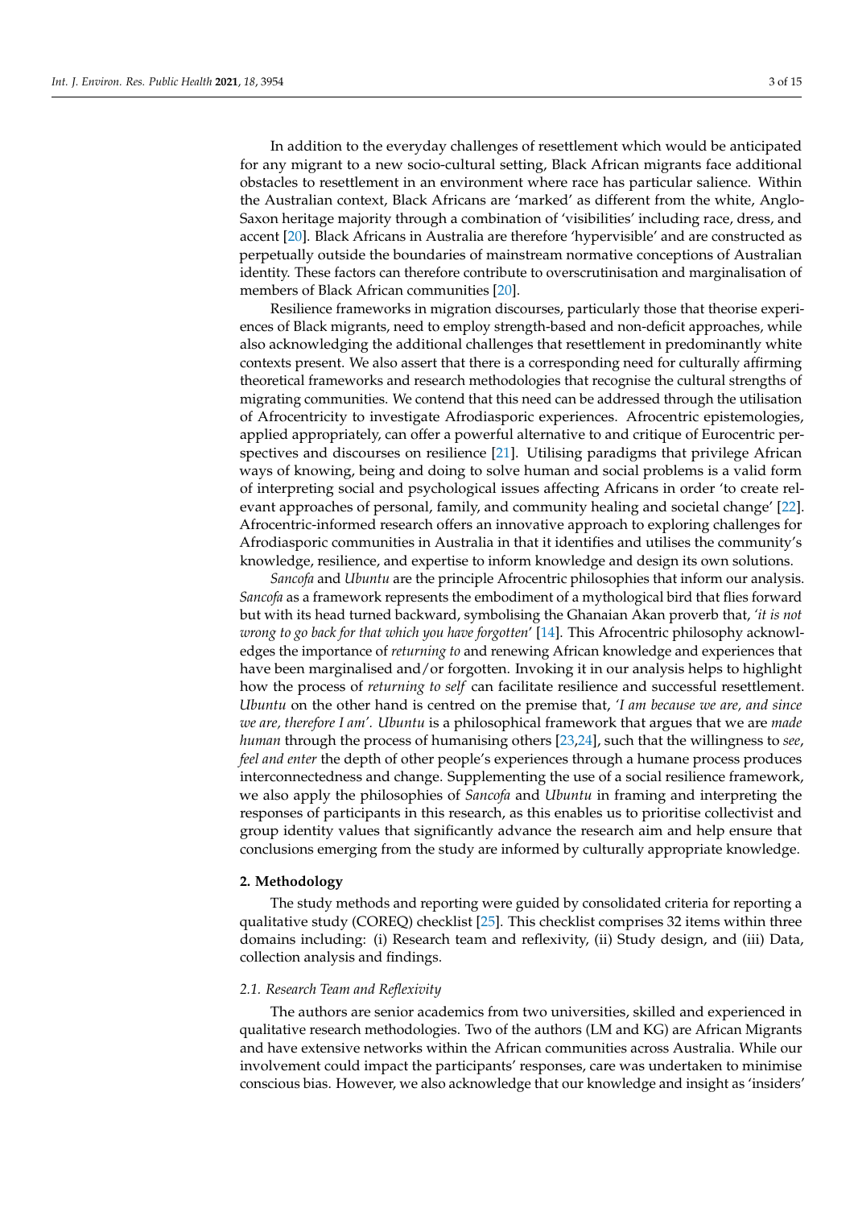In addition to the everyday challenges of resettlement which would be anticipated for any migrant to a new socio-cultural setting, Black African migrants face additional obstacles to resettlement in an environment where race has particular salience. Within the Australian context, Black Africans are 'marked' as different from the white, Anglo-Saxon heritage majority through a combination of 'visibilities' including race, dress, and accent [20]. Black Africans in Australia are therefore 'hypervisible' and are constructed as perpetually outside the boundaries of mainstream normative conceptions of Australian identity. These factors can therefore contribute to overscrutinisation and marginalisation of members of Black African communities [20].

Resilience frameworks in migration discourses, particularly those that theorise experiences of Black migrants, need to employ strength-based and non-deficit approaches, while also acknowledging the additional challenges that resettlement in predominantly white contexts present. We also assert that there is a corresponding need for culturally affirming theoretical frameworks and research methodologies that recognise the cultural strengths of migrating communities. We contend that this need can be addressed through the utilisation of Afrocentricity to investigate Afrodiasporic experiences. Afrocentric epistemologies, applied appropriately, can offer a powerful alternative to and critique of Eurocentric perspectives and discourses on resilience [21]. Utilising paradigms that privilege African ways of knowing, being and doing to solve human and social problems is a valid form of interpreting social and psychological issues affecting Africans in order 'to create relevant approaches of personal, family, and community healing and societal change' [22]. Afrocentric-informed research offers an innovative approach to exploring challenges for Afrodiasporic communities in Australia in that it identifies and utilises the community's knowledge, resilience, and expertise to inform knowledge and design its own solutions.

*Sancofa* and *Ubuntu* are the principle Afrocentric philosophies that inform our analysis. *Sancofa* as a framework represents the embodiment of a mythological bird that flies forward but with its head turned backward, symbolising the Ghanaian Akan proverb that, '*it is not wrong to go back for that which you have forgotten*' [14]. This Afrocentric philosophy acknowledges the importance of *returning to* and renewing African knowledge and experiences that have been marginalised and/or forgotten. Invoking it in our analysis helps to highlight how the process of *returning to self* can facilitate resilience and successful resettlement. *Ubuntu* on the other hand is centred on the premise that, '*I am because we are, and since we are, therefore I am*'. *Ubuntu* is a philosophical framework that argues that we are *made human* through the process of humanising others [23,24], such that the willingness to *see*, *feel and enter* the depth of other people's experiences through a humane process produces interconnectedness and change. Supplementing the use of a social resilience framework, we also apply the philosophies of *Sancofa* and *Ubuntu* in framing and interpreting the responses of participants in this research, as this enables us to prioritise collectivist and group identity values that significantly advance the research aim and help ensure that conclusions emerging from the study are informed by culturally appropriate knowledge.

## 2. Methodology

The study methods and reporting were guided by consolidated criteria for reporting a qualitative study (COREQ) checklist [25]. This checklist comprises 32 items within three domains including: (i) Research team and reflexivity, (ii) Study design, and (iii) Data, collection analysis and findings.

### 2.1. Research Team and Reflexivity

The authors are senior academics from two universities, skilled and experienced in qualitative research methodologies. Two of the authors (LM and KG) are African Migrants and have extensive networks within the African communities across Australia. While our involvement could impact the participants' responses, care was undertaken to minimise conscious bias. However, we also acknowledge that our knowledge and insight as 'insiders'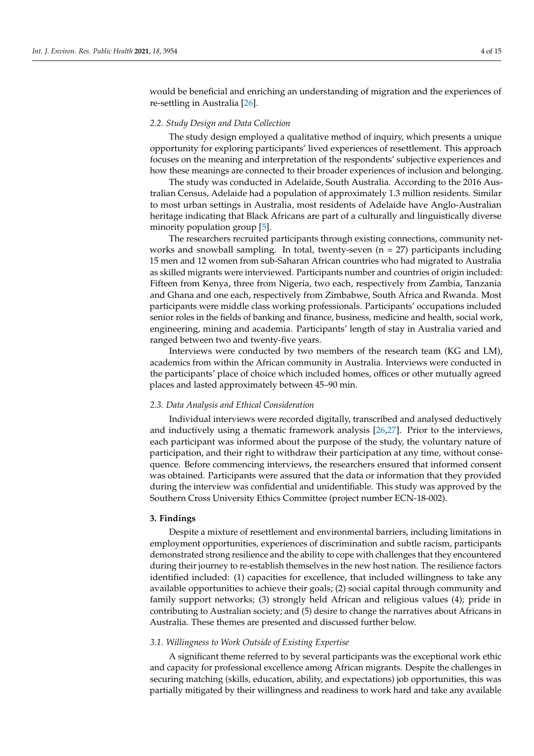would be beneficial and enriching an understanding of migration and the experiences of re-settling in Australia [26].

### 2.2. Study Design and Data Collection

The study design employed a qualitative method of inquiry, which presents a unique opportunity for exploring participants' lived experiences of resettlement. This approach focuses on the meaning and interpretation of the respondents' subjective experiences and how these meanings are connected to their broader experiences of inclusion and belonging.

The study was conducted in Adelaide, South Australia. According to the 2016 Australian Census, Adelaide had a population of approximately 1.3 million residents. Similar to most urban settings in Australia, most residents of Adelaide have Anglo-Australian heritage indicating that Black Africans are part of a culturally and linguistically diverse minority population group [5].

The researchers recruited participants through existing connections, community networks and snowball sampling. In total, twenty-seven (n = 27) participants including 15 men and 12 women from sub-Saharan African countries who had migrated to Australia as skilled migrants were interviewed. Participants number and countries of origin included: Fifteen from Kenya, three from Nigeria, two each, respectively from Zambia, Tanzania and Ghana and one each, respectively from Zimbabwe, South Africa and Rwanda. Most participants were middle class working professionals. Participants' occupations included senior roles in the fields of banking and finance, business, medicine and health, social work, engineering, mining and academia. Participants' length of stay in Australia varied and ranged between two and twenty-five years.

Interviews were conducted by two members of the research team (KG and LM), academics from within the African community in Australia. Interviews were conducted in the participants' place of choice which included homes, offices or other mutually agreed places and lasted approximately between 45–90 min.

### 2.3. Data Analysis and Ethical Consideration

Individual interviews were recorded digitally, transcribed and analysed deductively and inductively using a thematic framework analysis [26,27]. Prior to the interviews, each participant was informed about the purpose of the study, the voluntary nature of participation, and their right to withdraw their participation at any time, without consequence. Before commencing interviews, the researchers ensured that informed consent was obtained. Participants were assured that the data or information that they provided during the interview was confidential and unidentifiable. This study was approved by the Southern Cross University Ethics Committee (project number ECN-18-002).

## 3. Findings

Despite a mixture of resettlement and environmental barriers, including limitations in employment opportunities, experiences of discrimination and subtle racism, participants demonstrated strong resilience and the ability to cope with challenges that they encountered during their journey to re-establish themselves in the new host nation. The resilience factors identified included: (1) capacities for excellence, that included willingness to take any available opportunities to achieve their goals; (2) social capital through community and family support networks; (3) strongly held African and religious values (4); pride in contributing to Australian society; and (5) desire to change the narratives about Africans in Australia. These themes are presented and discussed further below.

### 3.1. Willingness to Work Outside of Existing Expertise

A significant theme referred to by several participants was the exceptional work ethic and capacity for professional excellence among African migrants. Despite the challenges in securing matching (skills, education, ability, and expectations) job opportunities, this was partially mitigated by their willingness and readiness to work hard and take any available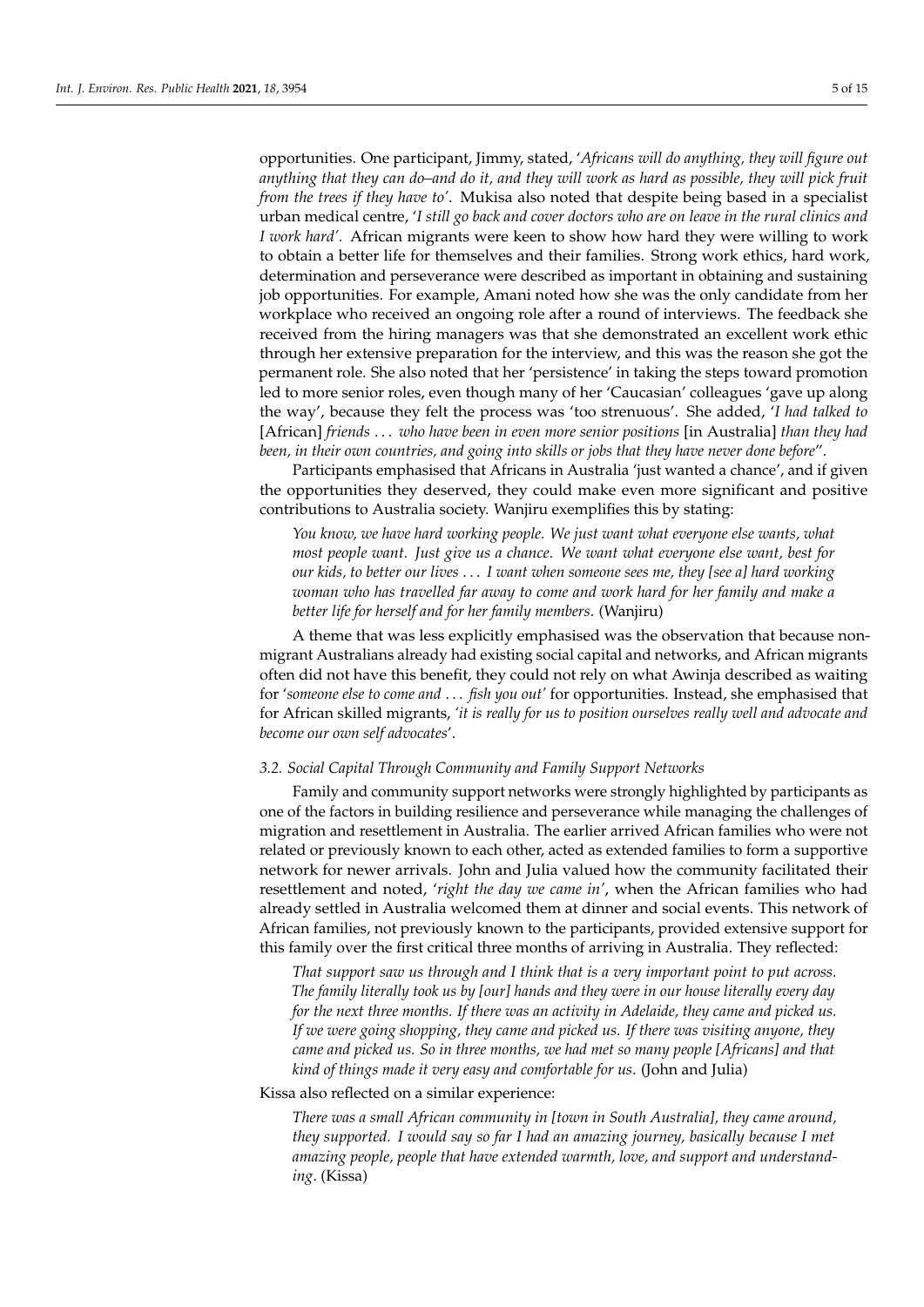opportunities. One participant, Jimmy, stated, '*Africans will do anything, they will figure out anything that they can do–and do it, and they will work as hard as possible, they will pick fruit from the trees if they have to*'. Mukisa also noted that despite being based in a specialist urban medical centre, '*I still go back and cover doctors who are on leave in the rural clinics and I work hard*'. African migrants were keen to show how hard they were willing to work to obtain a better life for themselves and their families. Strong work ethics, hard work, determination and perseverance were described as important in obtaining and sustaining job opportunities. For example, Amani noted how she was the only candidate from her workplace who received an ongoing role after a round of interviews. The feedback she received from the hiring managers was that she demonstrated an excellent work ethic through her extensive preparation for the interview, and this was the reason she got the permanent role. She also noted that her 'persistence' in taking the steps toward promotion led to more senior roles, even though many of her 'Caucasian' colleagues 'gave up along the way', because they felt the process was 'too strenuous'. She added, '*I had talked to* [African] *friends . . . who have been in even more senior positions* [in Australia] *than they had been, in their own countries, and going into skills or jobs that they have never done before*".

Participants emphasised that Africans in Australia 'just wanted a chance', and if given the opportunities they deserved, they could make even more significant and positive contributions to Australia society. Wanjiru exemplifies this by stating:

> *You know, we have hard working people. We just want what everyone else wants, what most people want. Just give us a chance. We want what everyone else want, best for our kids, to better our lives . . . I want when someone sees me, they [see a] hard working woman who has travelled far away to come and work hard for her family and make a better life for herself and for her family members*. (Wanjiru)

A theme that was less explicitly emphasised was the observation that because non-migrant Australians already had existing social capital and networks, and African migrants often did not have this benefit, they could not rely on what Awinja described as waiting for '*someone else to come and . . . fish you out*' for opportunities. Instead, she emphasised that for African skilled migrants, '*it is really for us to position ourselves really well and advocate and become our own self advocates*'.

### 3.2. Social Capital Through Community and Family Support Networks

Family and community support networks were strongly highlighted by participants as one of the factors in building resilience and perseverance while managing the challenges of migration and resettlement in Australia. The earlier arrived African families who were not related or previously known to each other, acted as extended families to form a supportive network for newer arrivals. John and Julia valued how the community facilitated their resettlement and noted, '*right the day we came in*', when the African families who had already settled in Australia welcomed them at dinner and social events. This network of African families, not previously known to the participants, provided extensive support for this family over the first critical three months of arriving in Australia. They reflected:

> *That support saw us through and I think that is a very important point to put across. The family literally took us by [our] hands and they were in our house literally every day for the next three months. If there was an activity in Adelaide, they came and picked us. If we were going shopping, they came and picked us. If there was visiting anyone, they came and picked us. So in three months, we had met so many people [Africans] and that kind of things made it very easy and comfortable for us*. (John and Julia)

Kissa also reflected on a similar experience:

> *There was a small African community in [town in South Australia], they came around, they supported. I would say so far I had an amazing journey, basically because I met amazing people, people that have extended warmth, love, and support and understanding*. (Kissa)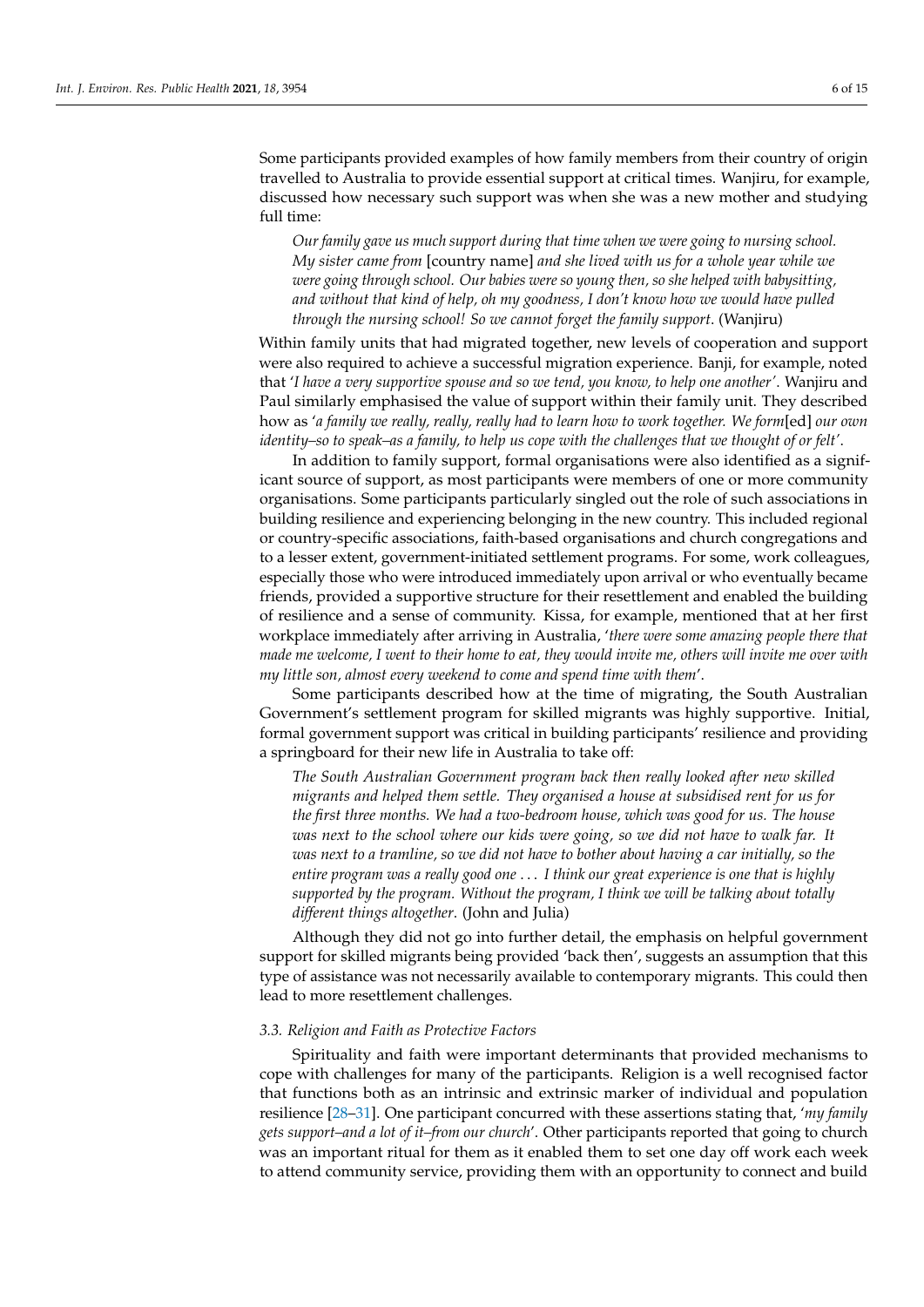Some participants provided examples of how family members from their country of origin travelled to Australia to provide essential support at critical times. Wanjiru, for example, discussed how necessary such support was when she was a new mother and studying full time:

> *Our family gave us much support during that time when we were going to nursing school. My sister came from* [country name] *and she lived with us for a whole year while we were going through school. Our babies were so young then, so she helped with babysitting, and without that kind of help, oh my goodness, I don't know how we would have pulled through the nursing school! So we cannot forget the family support*. (Wanjiru)

Within family units that had migrated together, new levels of cooperation and support were also required to achieve a successful migration experience. Banji, for example, noted that '*I have a very supportive spouse and so we tend, you know, to help one another'*. Wanjiru and Paul similarly emphasised the value of support within their family unit. They described how as '*a family we really, really, really had to learn how to work together. We form*[ed] *our own identity–so to speak–as a family, to help us cope with the challenges that we thought of or felt'*.

In addition to family support, formal organisations were also identified as a significant source of support, as most participants were members of one or more community organisations. Some participants particularly singled out the role of such associations in building resilience and experiencing belonging in the new country. This included regional or country-specific associations, faith-based organisations and church congregations and to a lesser extent, government-initiated settlement programs. For some, work colleagues, especially those who were introduced immediately upon arrival or who eventually became friends, provided a supportive structure for their resettlement and enabled the building of resilience and a sense of community. Kissa, for example, mentioned that at her first workplace immediately after arriving in Australia, '*there were some amazing people there that made me welcome, I went to their home to eat, they would invite me, others will invite me over with my little son, almost every weekend to come and spend time with them*'.

Some participants described how at the time of migrating, the South Australian Government's settlement program for skilled migrants was highly supportive. Initial, formal government support was critical in building participants' resilience and providing a springboard for their new life in Australia to take off:

> *The South Australian Government program back then really looked after new skilled migrants and helped them settle. They organised a house at subsidised rent for us for the first three months. We had a two-bedroom house, which was good for us. The house was next to the school where our kids were going, so we did not have to walk far. It was next to a tramline, so we did not have to bother about having a car initially, so the entire program was a really good one . . . I think our great experience is one that is highly supported by the program. Without the program, I think we will be talking about totally different things altogether*. (John and Julia)

Although they did not go into further detail, the emphasis on helpful government support for skilled migrants being provided 'back then', suggests an assumption that this type of assistance was not necessarily available to contemporary migrants. This could then lead to more resettlement challenges.

### *3.3. Religion and Faith as Protective Factors*

Spirituality and faith were important determinants that provided mechanisms to cope with challenges for many of the participants. Religion is a well recognised factor that functions both as an intrinsic and extrinsic marker of individual and population resilience [28–31]. One participant concurred with these assertions stating that, '*my family gets support–and a lot of it–from our church*'. Other participants reported that going to church was an important ritual for them as it enabled them to set one day off work each week to attend community service, providing them with an opportunity to connect and build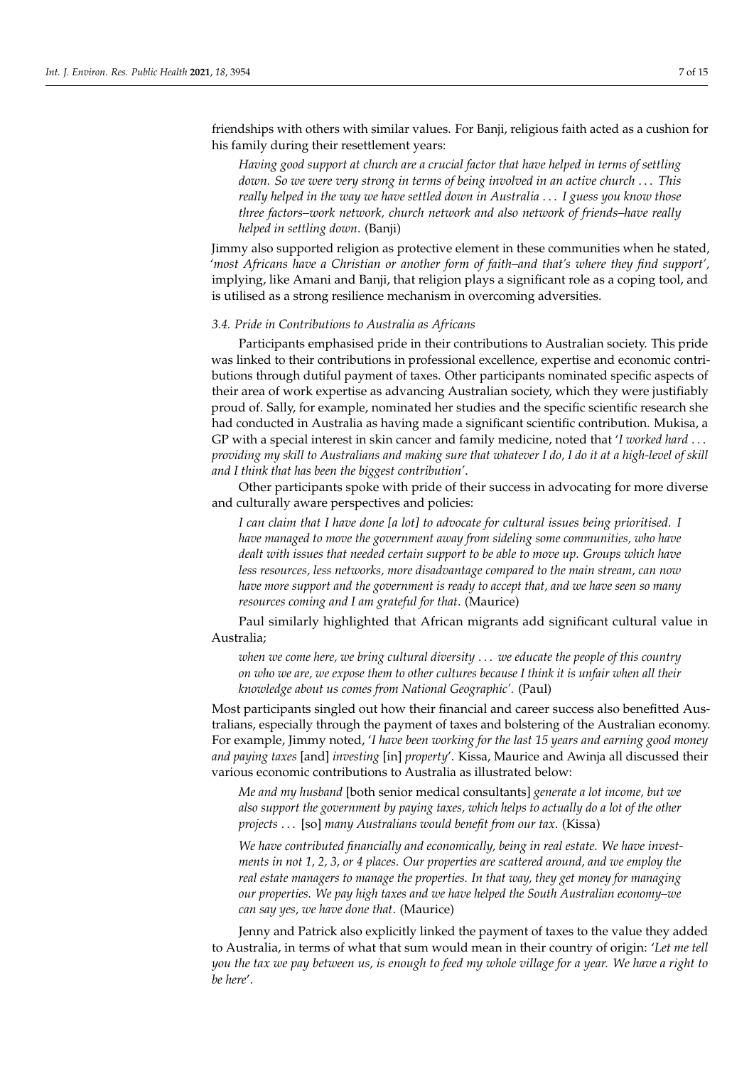friendships with others with similar values. For Banji, religious faith acted as a cushion for his family during their resettlement years:

> *Having good support at church are a crucial factor that have helped in terms of settling down. So we were very strong in terms of being involved in an active church ... This really helped in the way we have settled down in Australia ... I guess you know those three factors–work network, church network and also network of friends–have really helped in settling down.* (Banji)

Jimmy also supported religion as protective element in these communities when he stated, '*most Africans have a Christian or another form of faith–and that's where they find support*', implying, like Amani and Banji, that religion plays a significant role as a coping tool, and is utilised as a strong resilience mechanism in overcoming adversities.

### *3.4. Pride in Contributions to Australia as Africans*

Participants emphasised pride in their contributions to Australian society. This pride was linked to their contributions in professional excellence, expertise and economic contributions through dutiful payment of taxes. Other participants nominated specific aspects of their area of work expertise as advancing Australian society, which they were justifiably proud of. Sally, for example, nominated her studies and the specific scientific research she had conducted in Australia as having made a significant scientific contribution. Mukisa, a GP with a special interest in skin cancer and family medicine, noted that '*I worked hard ... providing my skill to Australians and making sure that whatever I do, I do it at a high-level of skill and I think that has been the biggest contribution*'.

Other participants spoke with pride of their success in advocating for more diverse and culturally aware perspectives and policies:

> *I can claim that I have done [a lot] to advocate for cultural issues being prioritised. I have managed to move the government away from sideling some communities, who have dealt with issues that needed certain support to be able to move up. Groups which have less resources, less networks, more disadvantage compared to the main stream, can now have more support and the government is ready to accept that, and we have seen so many resources coming and I am grateful for that.* (Maurice)

Paul similarly highlighted that African migrants add significant cultural value in Australia;

> *when we come here, we bring cultural diversity ... we educate the people of this country on who we are, we expose them to other cultures because I think it is unfair when all their knowledge about us comes from National Geographic'.* (Paul)

Most participants singled out how their financial and career success also benefitted Australians, especially through the payment of taxes and bolstering of the Australian economy. For example, Jimmy noted, '*I have been working for the last 15 years and earning good money and paying taxes* [and] *investing* [in] *property*'. Kissa, Maurice and Awinja all discussed their various economic contributions to Australia as illustrated below:

> *Me and my husband* [both senior medical consultants] *generate a lot income, but we also support the government by paying taxes, which helps to actually do a lot of the other projects ...* [so] *many Australians would benefit from our tax.* (Kissa)

> *We have contributed financially and economically, being in real estate. We have investments in not 1, 2, 3, or 4 places. Our properties are scattered around, and we employ the real estate managers to manage the properties. In that way, they get money for managing our properties. We pay high taxes and we have helped the South Australian economy–we can say yes, we have done that.* (Maurice)

Jenny and Patrick also explicitly linked the payment of taxes to the value they added to Australia, in terms of what that sum would mean in their country of origin: '*Let me tell you the tax we pay between us, is enough to feed my whole village for a year. We have a right to be here*'.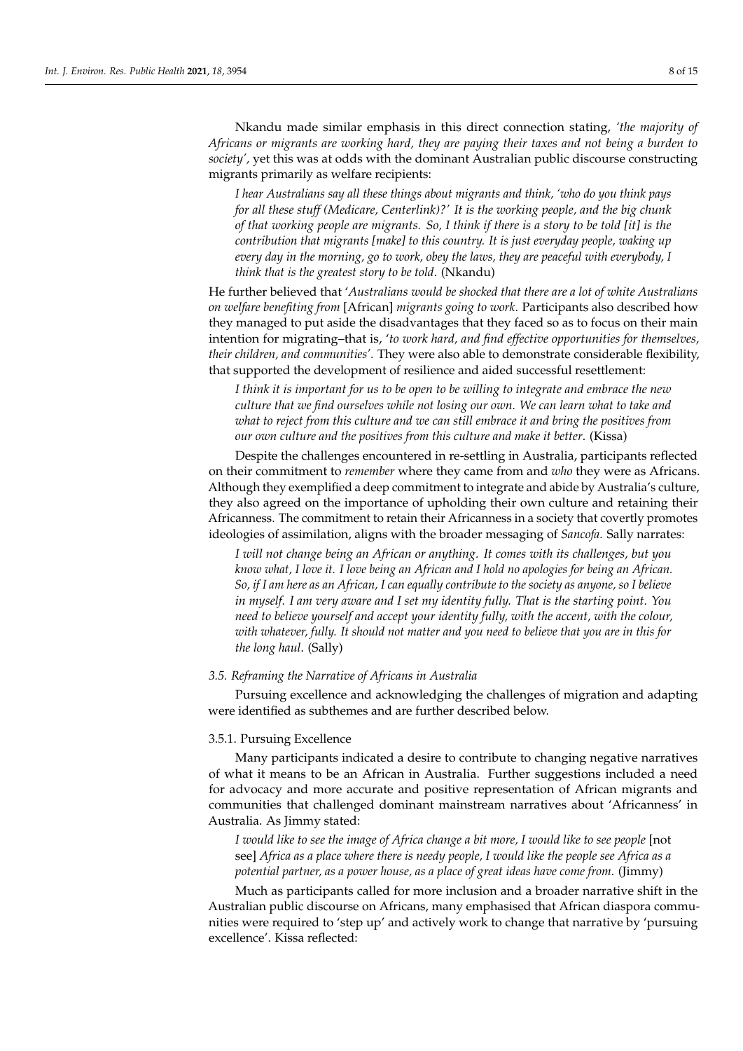Nkandu made similar emphasis in this direct connection stating, *'the majority of Africans or migrants are working hard, they are paying their taxes and not being a burden to society'*, yet this was at odds with the dominant Australian public discourse constructing migrants primarily as welfare recipients:

> *I hear Australians say all these things about migrants and think, 'who do you think pays for all these stuff (Medicare, Centerlink)?' It is the working people, and the big chunk of that working people are migrants. So, I think if there is a story to be told [it] is the contribution that migrants [make] to this country. It is just everyday people, waking up every day in the morning, go to work, obey the laws, they are peaceful with everybody, I think that is the greatest story to be told.* (Nkandu)

He further believed that '*Australians would be shocked that there are a lot of white Australians on welfare benefiting from* [African] *migrants going to work.* Participants also described how they managed to put aside the disadvantages that they faced so as to focus on their main intention for migrating–that is, '*to work hard, and find effective opportunities for themselves, their children, and communities'*. They were also able to demonstrate considerable flexibility, that supported the development of resilience and aided successful resettlement:

> *I think it is important for us to be open to be willing to integrate and embrace the new culture that we find ourselves while not losing our own. We can learn what to take and what to reject from this culture and we can still embrace it and bring the positives from our own culture and the positives from this culture and make it better.* (Kissa)

Despite the challenges encountered in re-settling in Australia, participants reflected on their commitment to *remember* where they came from and *who* they were as Africans. Although they exemplified a deep commitment to integrate and abide by Australia's culture, they also agreed on the importance of upholding their own culture and retaining their Africanness. The commitment to retain their Africanness in a society that covertly promotes ideologies of assimilation, aligns with the broader messaging of *Sancofa.* Sally narrates:

> *I will not change being an African or anything. It comes with its challenges, but you know what, I love it. I love being an African and I hold no apologies for being an African. So, if I am here as an African, I can equally contribute to the society as anyone, so I believe in myself. I am very aware and I set my identity fully. That is the starting point. You need to believe yourself and accept your identity fully, with the accent, with the colour, with whatever, fully. It should not matter and you need to believe that you are in this for the long haul.* (Sally)

### *3.5. Reframing the Narrative of Africans in Australia*

Pursuing excellence and acknowledging the challenges of migration and adapting were identified as subthemes and are further described below.

#### 3.5.1. Pursuing Excellence

Many participants indicated a desire to contribute to changing negative narratives of what it means to be an African in Australia. Further suggestions included a need for advocacy and more accurate and positive representation of African migrants and communities that challenged dominant mainstream narratives about 'Africanness' in Australia. As Jimmy stated:

> *I would like to see the image of Africa change a bit more, I would like to see people* [not see] *Africa as a place where there is needy people, I would like the people see Africa as a potential partner, as a power house, as a place of great ideas have come from.* (Jimmy)

Much as participants called for more inclusion and a broader narrative shift in the Australian public discourse on Africans, many emphasised that African diaspora communities were required to 'step up' and actively work to change that narrative by 'pursuing excellence'. Kissa reflected: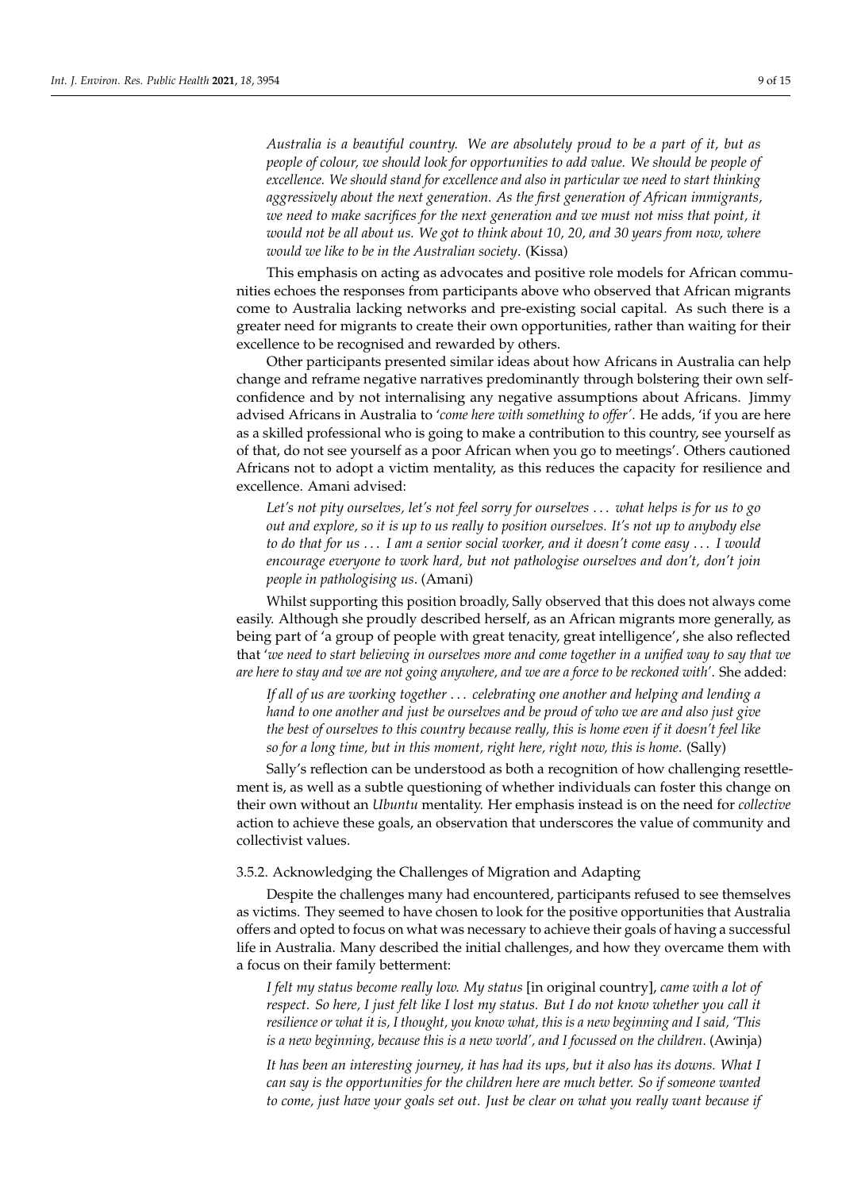*Australia is a beautiful country. We are absolutely proud to be a part of it, but as people of colour, we should look for opportunities to add value. We should be people of excellence. We should stand for excellence and also in particular we need to start thinking aggressively about the next generation. As the first generation of African immigrants, we need to make sacrifices for the next generation and we must not miss that point, it would not be all about us. We got to think about 10, 20, and 30 years from now, where would we like to be in the Australian society*. (Kissa)

This emphasis on acting as advocates and positive role models for African communities echoes the responses from participants above who observed that African migrants come to Australia lacking networks and pre-existing social capital. As such there is a greater need for migrants to create their own opportunities, rather than waiting for their excellence to be recognised and rewarded by others.

Other participants presented similar ideas about how Africans in Australia can help change and reframe negative narratives predominantly through bolstering their own self-confidence and by not internalising any negative assumptions about Africans. Jimmy advised Africans in Australia to '*come here with something to offer'*. He adds, 'if you are here as a skilled professional who is going to make a contribution to this country, see yourself as of that, do not see yourself as a poor African when you go to meetings'. Others cautioned Africans not to adopt a victim mentality, as this reduces the capacity for resilience and excellence. Amani advised:

*Let's not pity ourselves, let's not feel sorry for ourselves . . . what helps is for us to go out and explore, so it is up to us really to position ourselves. It's not up to anybody else to do that for us . . . I am a senior social worker, and it doesn't come easy . . . I would encourage everyone to work hard, but not pathologise ourselves and don't, don't join people in pathologising us*. (Amani)

Whilst supporting this position broadly, Sally observed that this does not always come easily. Although she proudly described herself, as an African migrants more generally, as being part of 'a group of people with great tenacity, great intelligence', she also reflected that '*we need to start believing in ourselves more and come together in a unified way to say that we are here to stay and we are not going anywhere, and we are a force to be reckoned with*'. She added:

*If all of us are working together . . . celebrating one another and helping and lending a hand to one another and just be ourselves and be proud of who we are and also just give the best of ourselves to this country because really, this is home even if it doesn't feel like so for a long time, but in this moment, right here, right now, this is home*. (Sally)

Sally's reflection can be understood as both a recognition of how challenging resettlement is, as well as a subtle questioning of whether individuals can foster this change on their own without an *Ubuntu* mentality. Her emphasis instead is on the need for *collective* action to achieve these goals, an observation that underscores the value of community and collectivist values.

### 3.5.2. Acknowledging the Challenges of Migration and Adapting

Despite the challenges many had encountered, participants refused to see themselves as victims. They seemed to have chosen to look for the positive opportunities that Australia offers and opted to focus on what was necessary to achieve their goals of having a successful life in Australia. Many described the initial challenges, and how they overcame them with a focus on their family betterment:

*I felt my status become really low. My status* [in original country], *came with a lot of respect. So here, I just felt like I lost my status. But I do not know whether you call it resilience or what it is, I thought, you know what, this is a new beginning and I said, 'This is a new beginning, because this is a new world', and I focussed on the children*. (Awinja)

*It has been an interesting journey, it has had its ups, but it also has its downs. What I can say is the opportunities for the children here are much better. So if someone wanted to come, just have your goals set out. Just be clear on what you really want because if*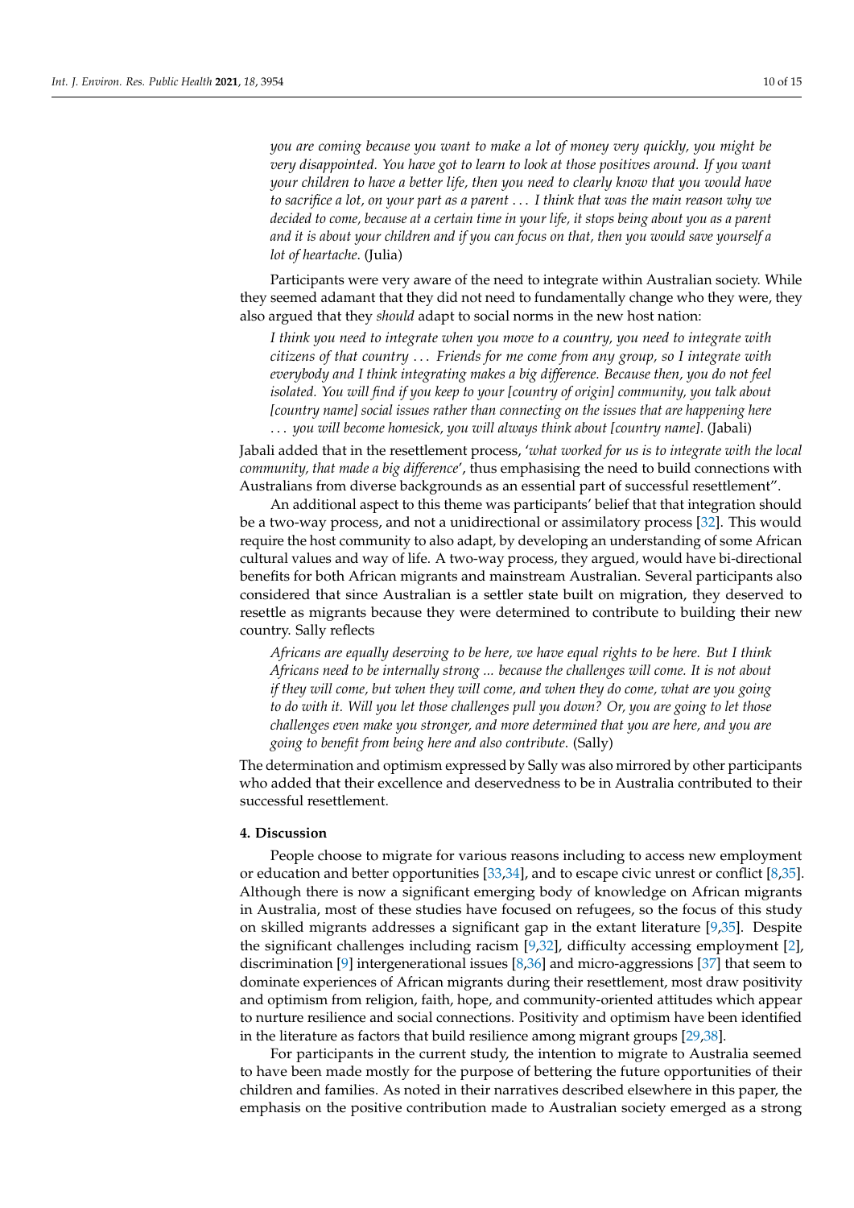*you are coming because you want to make a lot of money very quickly, you might be very disappointed. You have got to learn to look at those positives around. If you want your children to have a better life, then you need to clearly know that you would have to sacrifice a lot, on your part as a parent . . . I think that was the main reason why we decided to come, because at a certain time in your life, it stops being about you as a parent and it is about your children and if you can focus on that, then you would save yourself a lot of heartache*. (Julia)

Participants were very aware of the need to integrate within Australian society. While they seemed adamant that they did not need to fundamentally change who they were, they also argued that they *should* adapt to social norms in the new host nation:

> *I think you need to integrate when you move to a country, you need to integrate with citizens of that country . . . Friends for me come from any group, so I integrate with everybody and I think integrating makes a big difference. Because then, you do not feel isolated. You will find if you keep to your [country of origin] community, you talk about [country name] social issues rather than connecting on the issues that are happening here . . . you will become homesick, you will always think about [country name]*. (Jabali)

Jabali added that in the resettlement process, '*what worked for us is to integrate with the local community, that made a big difference*', thus emphasising the need to build connections with Australians from diverse backgrounds as an essential part of successful resettlement".

An additional aspect to this theme was participants' belief that that integration should be a two-way process, and not a unidirectional or assimilatory process [32]. This would require the host community to also adapt, by developing an understanding of some African cultural values and way of life. A two-way process, they argued, would have bi-directional benefits for both African migrants and mainstream Australian. Several participants also considered that since Australian is a settler state built on migration, they deserved to resettle as migrants because they were determined to contribute to building their new country. Sally reflects

> *Africans are equally deserving to be here, we have equal rights to be here. But I think Africans need to be internally strong ... because the challenges will come. It is not about if they will come, but when they will come, and when they do come, what are you going to do with it. Will you let those challenges pull you down? Or, you are going to let those challenges even make you stronger, and more determined that you are here, and you are going to benefit from being here and also contribute.* (Sally)

The determination and optimism expressed by Sally was also mirrored by other participants who added that their excellence and deservedness to be in Australia contributed to their successful resettlement.

## 4. Discussion

People choose to migrate for various reasons including to access new employment or education and better opportunities [33,34], and to escape civic unrest or conflict [8,35]. Although there is now a significant emerging body of knowledge on African migrants in Australia, most of these studies have focused on refugees, so the focus of this study on skilled migrants addresses a significant gap in the extant literature [9,35]. Despite the significant challenges including racism [9,32], difficulty accessing employment [2], discrimination [9] intergenerational issues [8,36] and micro-aggressions [37] that seem to dominate experiences of African migrants during their resettlement, most draw positivity and optimism from religion, faith, hope, and community-oriented attitudes which appear to nurture resilience and social connections. Positivity and optimism have been identified in the literature as factors that build resilience among migrant groups [29,38].

For participants in the current study, the intention to migrate to Australia seemed to have been made mostly for the purpose of bettering the future opportunities of their children and families. As noted in their narratives described elsewhere in this paper, the emphasis on the positive contribution made to Australian society emerged as a strong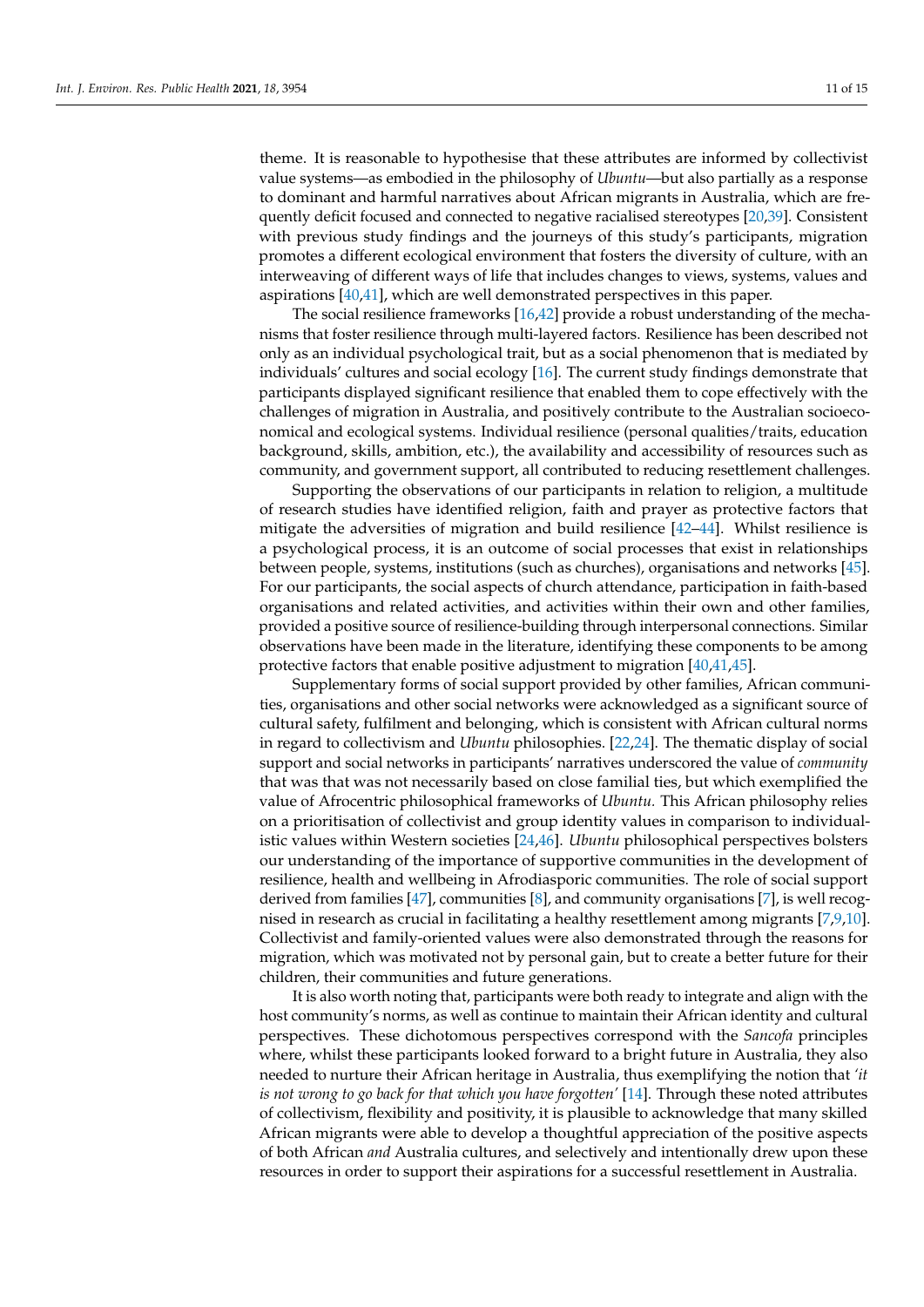theme. It is reasonable to hypothesise that these attributes are informed by collectivist value systems—as embodied in the philosophy of *Ubuntu*—but also partially as a response to dominant and harmful narratives about African migrants in Australia, which are frequently deficit focused and connected to negative racialised stereotypes [20,39]. Consistent with previous study findings and the journeys of this study's participants, migration promotes a different ecological environment that fosters the diversity of culture, with an interweaving of different ways of life that includes changes to views, systems, values and aspirations [40,41], which are well demonstrated perspectives in this paper.

The social resilience frameworks [16,42] provide a robust understanding of the mechanisms that foster resilience through multi-layered factors. Resilience has been described not only as an individual psychological trait, but as a social phenomenon that is mediated by individuals' cultures and social ecology [16]. The current study findings demonstrate that participants displayed significant resilience that enabled them to cope effectively with the challenges of migration in Australia, and positively contribute to the Australian socioeconomical and ecological systems. Individual resilience (personal qualities/traits, education background, skills, ambition, etc.), the availability and accessibility of resources such as community, and government support, all contributed to reducing resettlement challenges.

Supporting the observations of our participants in relation to religion, a multitude of research studies have identified religion, faith and prayer as protective factors that mitigate the adversities of migration and build resilience [42–44]. Whilst resilience is a psychological process, it is an outcome of social processes that exist in relationships between people, systems, institutions (such as churches), organisations and networks [45]. For our participants, the social aspects of church attendance, participation in faith-based organisations and related activities, and activities within their own and other families, provided a positive source of resilience-building through interpersonal connections. Similar observations have been made in the literature, identifying these components to be among protective factors that enable positive adjustment to migration [40,41,45].

Supplementary forms of social support provided by other families, African communities, organisations and other social networks were acknowledged as a significant source of cultural safety, fulfilment and belonging, which is consistent with African cultural norms in regard to collectivism and *Ubuntu* philosophies. [22,24]. The thematic display of social support and social networks in participants' narratives underscored the value of *community* that was that was not necessarily based on close familial ties, but which exemplified the value of Afrocentric philosophical frameworks of *Ubuntu.* This African philosophy relies on a prioritisation of collectivist and group identity values in comparison to individualistic values within Western societies [24,46]. *Ubuntu* philosophical perspectives bolsters our understanding of the importance of supportive communities in the development of resilience, health and wellbeing in Afrodiasporic communities. The role of social support derived from families [47], communities [8], and community organisations [7], is well recognised in research as crucial in facilitating a healthy resettlement among migrants [7,9,10]. Collectivist and family-oriented values were also demonstrated through the reasons for migration, which was motivated not by personal gain, but to create a better future for their children, their communities and future generations.

It is also worth noting that, participants were both ready to integrate and align with the host community's norms, as well as continue to maintain their African identity and cultural perspectives. These dichotomous perspectives correspond with the *Sancofa* principles where, whilst these participants looked forward to a bright future in Australia, they also needed to nurture their African heritage in Australia, thus exemplifying the notion that *'it is not wrong to go back for that which you have forgotten'* [14]. Through these noted attributes of collectivism, flexibility and positivity, it is plausible to acknowledge that many skilled African migrants were able to develop a thoughtful appreciation of the positive aspects of both African *and* Australia cultures, and selectively and intentionally drew upon these resources in order to support their aspirations for a successful resettlement in Australia.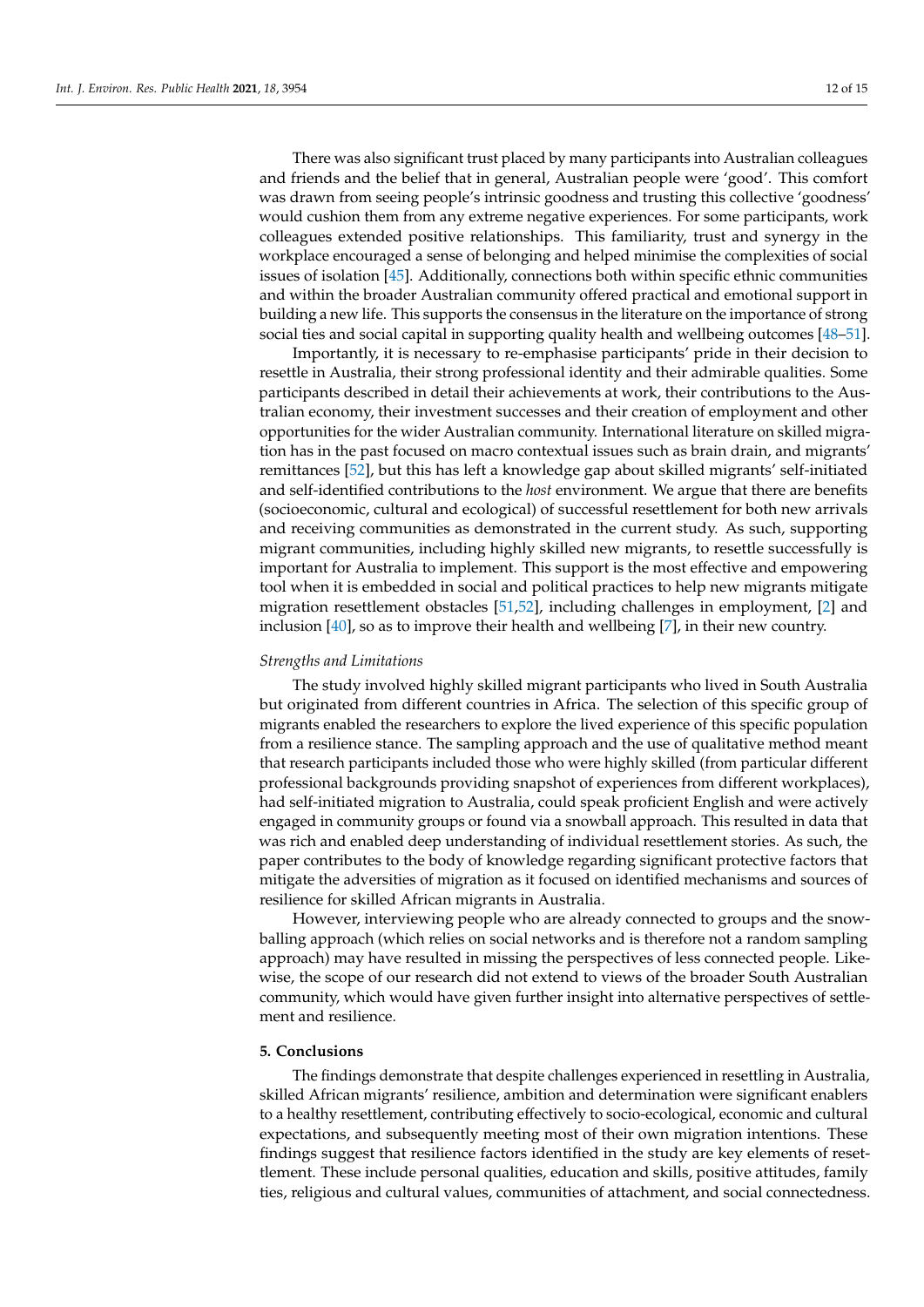There was also significant trust placed by many participants into Australian colleagues and friends and the belief that in general, Australian people were 'good'. This comfort was drawn from seeing people's intrinsic goodness and trusting this collective 'goodness' would cushion them from any extreme negative experiences. For some participants, work colleagues extended positive relationships. This familiarity, trust and synergy in the workplace encouraged a sense of belonging and helped minimise the complexities of social issues of isolation [45]. Additionally, connections both within specific ethnic communities and within the broader Australian community offered practical and emotional support in building a new life. This supports the consensus in the literature on the importance of strong social ties and social capital in supporting quality health and wellbeing outcomes [48–51].

Importantly, it is necessary to re-emphasise participants' pride in their decision to resettle in Australia, their strong professional identity and their admirable qualities. Some participants described in detail their achievements at work, their contributions to the Australian economy, their investment successes and their creation of employment and other opportunities for the wider Australian community. International literature on skilled migration has in the past focused on macro contextual issues such as brain drain, and migrants' remittances [52], but this has left a knowledge gap about skilled migrants' self-initiated and self-identified contributions to the *host* environment. We argue that there are benefits (socioeconomic, cultural and ecological) of successful resettlement for both new arrivals and receiving communities as demonstrated in the current study. As such, supporting migrant communities, including highly skilled new migrants, to resettle successfully is important for Australia to implement. This support is the most effective and empowering tool when it is embedded in social and political practices to help new migrants mitigate migration resettlement obstacles [51,52], including challenges in employment, [2] and inclusion [40], so as to improve their health and wellbeing [7], in their new country.

*Strengths and Limitations*

The study involved highly skilled migrant participants who lived in South Australia but originated from different countries in Africa. The selection of this specific group of migrants enabled the researchers to explore the lived experience of this specific population from a resilience stance. The sampling approach and the use of qualitative method meant that research participants included those who were highly skilled (from particular different professional backgrounds providing snapshot of experiences from different workplaces), had self-initiated migration to Australia, could speak proficient English and were actively engaged in community groups or found via a snowball approach. This resulted in data that was rich and enabled deep understanding of individual resettlement stories. As such, the paper contributes to the body of knowledge regarding significant protective factors that mitigate the adversities of migration as it focused on identified mechanisms and sources of resilience for skilled African migrants in Australia.

However, interviewing people who are already connected to groups and the snowballing approach (which relies on social networks and is therefore not a random sampling approach) may have resulted in missing the perspectives of less connected people. Likewise, the scope of our research did not extend to views of the broader South Australian community, which would have given further insight into alternative perspectives of settlement and resilience.

## 5. Conclusions

The findings demonstrate that despite challenges experienced in resettling in Australia, skilled African migrants' resilience, ambition and determination were significant enablers to a healthy resettlement, contributing effectively to socio-ecological, economic and cultural expectations, and subsequently meeting most of their own migration intentions. These findings suggest that resilience factors identified in the study are key elements of resettlement. These include personal qualities, education and skills, positive attitudes, family ties, religious and cultural values, communities of attachment, and social connectedness.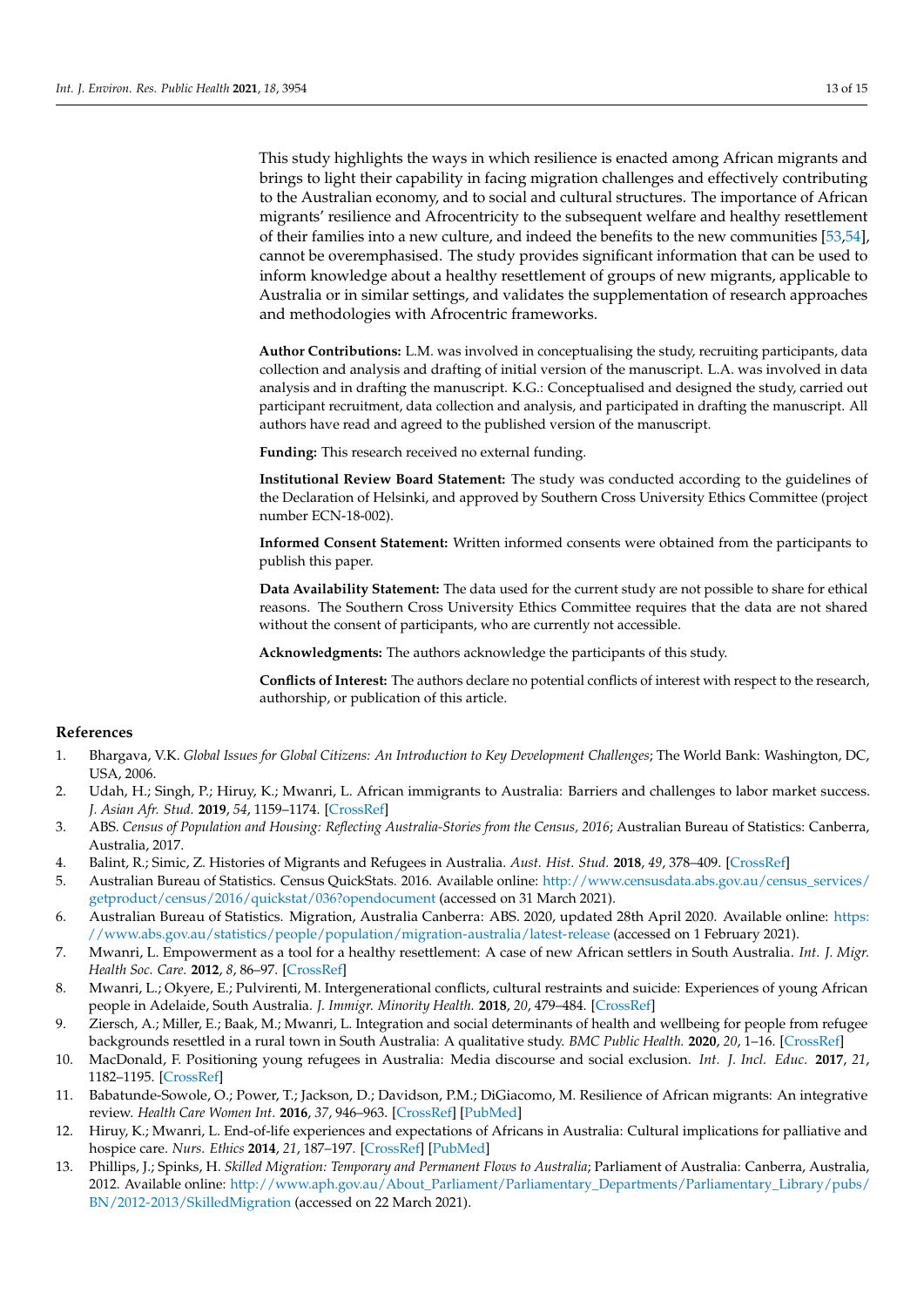This study highlights the ways in which resilience is enacted among African migrants and brings to light their capability in facing migration challenges and effectively contributing to the Australian economy, and to social and cultural structures. The importance of African migrants' resilience and Afrocentricity to the subsequent welfare and healthy resettlement of their families into a new culture, and indeed the benefits to the new communities [53,54], cannot be overemphasised. The study provides significant information that can be used to inform knowledge about a healthy resettlement of groups of new migrants, applicable to Australia or in similar settings, and validates the supplementation of research approaches and methodologies with Afrocentric frameworks.

**Author Contributions:** L.M. was involved in conceptualising the study, recruiting participants, data collection and analysis and drafting of initial version of the manuscript. L.A. was involved in data analysis and in drafting the manuscript. K.G.: Conceptualised and designed the study, carried out participant recruitment, data collection and analysis, and participated in drafting the manuscript. All authors have read and agreed to the published version of the manuscript.

**Funding:** This research received no external funding.

**Institutional Review Board Statement:** The study was conducted according to the guidelines of the Declaration of Helsinki, and approved by Southern Cross University Ethics Committee (project number ECN-18-002).

**Informed Consent Statement:** Written informed consents were obtained from the participants to publish this paper.

**Data Availability Statement:** The data used for the current study are not possible to share for ethical reasons. The Southern Cross University Ethics Committee requires that the data are not shared without the consent of participants, who are currently not accessible.

**Acknowledgments:** The authors acknowledge the participants of this study.

**Conflicts of Interest:** The authors declare no potential conflicts of interest with respect to the research, authorship, or publication of this article.

## References

1. Bhargava, V.K. *Global Issues for Global Citizens: An Introduction to Key Development Challenges*; The World Bank: Washington, DC, USA, 2006.
2. Udah, H.; Singh, P.; Hiruy, K.; Mwanri, L. African immigrants to Australia: Barriers and challenges to labor market success. *J. Asian Afr. Stud.* **2019**, *54*, 1159–1174. [CrossRef]
3. ABS. *Census of Population and Housing: Reflecting Australia-Stories from the Census, 2016*; Australian Bureau of Statistics: Canberra, Australia, 2017.
4. Balint, R.; Simic, Z. Histories of Migrants and Refugees in Australia. *Aust. Hist. Stud.* **2018**, *49*, 378–409. [CrossRef]
5. Australian Bureau of Statistics. Census QuickStats. 2016. Available online: http://www.censusdata.abs.gov.au/census_services/getproduct/census/2016/quickstat/036?opendocument (accessed on 31 March 2021).
6. Australian Bureau of Statistics. Migration, Australia Canberra: ABS. 2020, updated 28th April 2020. Available online: https://www.abs.gov.au/statistics/people/population/migration-australia/latest-release (accessed on 1 February 2021).
7. Mwanri, L. Empowerment as a tool for a healthy resettlement: A case of new African settlers in South Australia. *Int. J. Migr. Health Soc. Care.* **2012**, *8*, 86–97. [CrossRef]
8. Mwanri, L.; Okyere, E.; Pulvirenti, M. Intergenerational conflicts, cultural restraints and suicide: Experiences of young African people in Adelaide, South Australia. *J. Immigr. Minority Health.* **2018**, *20*, 479–484. [CrossRef]
9. Ziersch, A.; Miller, E.; Baak, M.; Mwanri, L. Integration and social determinants of health and wellbeing for people from refugee backgrounds resettled in a rural town in South Australia: A qualitative study. *BMC Public Health.* **2020**, *20*, 1–16. [CrossRef]
10. MacDonald, F. Positioning young refugees in Australia: Media discourse and social exclusion. *Int. J. Incl. Educ.* **2017**, *21*, 1182–1195. [CrossRef]
11. Babatunde-Sowole, O.; Power, T.; Jackson, D.; Davidson, P.M.; DiGiacomo, M. Resilience of African migrants: An integrative review. *Health Care Women Int.* **2016**, *37*, 946–963. [CrossRef] [PubMed]
12. Hiruy, K.; Mwanri, L. End-of-life experiences and expectations of Africans in Australia: Cultural implications for palliative and hospice care. *Nurs. Ethics* **2014**, *21*, 187–197. [CrossRef] [PubMed]
13. Phillips, J.; Spinks, H. *Skilled Migration: Temporary and Permanent Flows to Australia*; Parliament of Australia: Canberra, Australia, 2012. Available online: http://www.aph.gov.au/About_Parliament/Parliamentary_Departments/Parliamentary_Library/pubs/BN/2012-2013/SkilledMigration (accessed on 22 March 2021).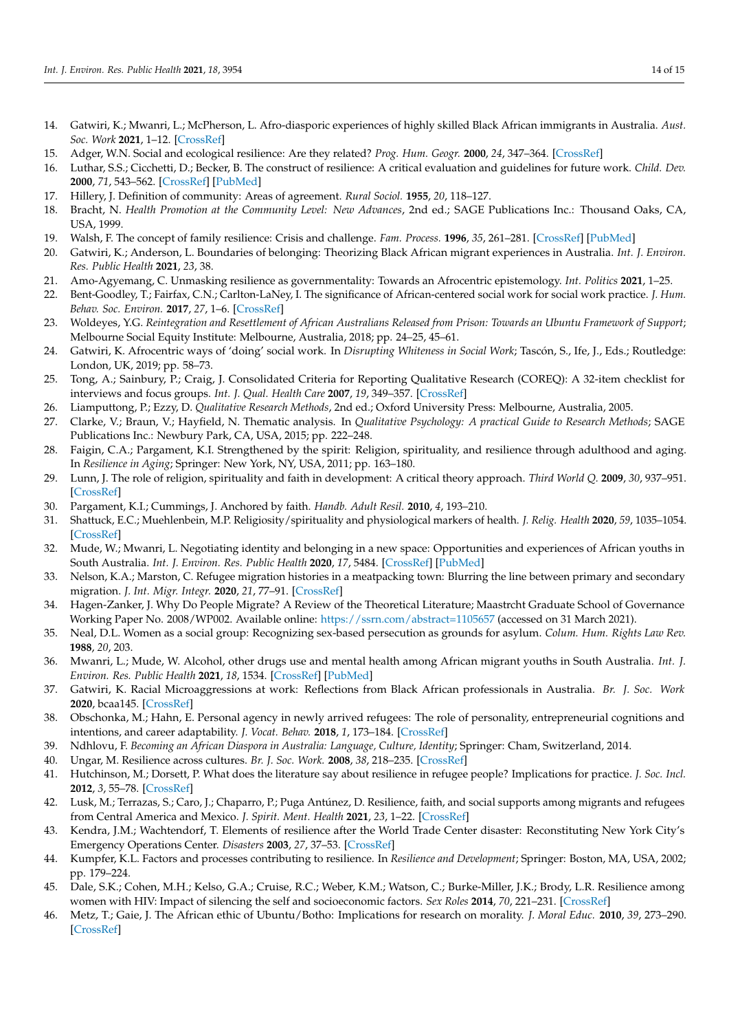14. Gatwiri, K.; Mwanri, L.; McPherson, L. Afro-diasporic experiences of highly skilled Black African immigrants in Australia. *Aust. Soc. Work* **2021**, 1–12. [CrossRef]
15. Adger, W.N. Social and ecological resilience: Are they related? *Prog. Hum. Geogr.* **2000**, *24*, 347–364. [CrossRef]
16. Luthar, S.S.; Cicchetti, D.; Becker, B. The construct of resilience: A critical evaluation and guidelines for future work. *Child. Dev.* **2000**, *71*, 543–562. [CrossRef] [PubMed]
17. Hillery, J. Definition of community: Areas of agreement. *Rural Sociol.* **1955**, *20*, 118–127.
18. Bracht, N. *Health Promotion at the Community Level: New Advances*, 2nd ed.; SAGE Publications Inc.: Thousand Oaks, CA, USA, 1999.
19. Walsh, F. The concept of family resilience: Crisis and challenge. *Fam. Process.* **1996**, *35*, 261–281. [CrossRef] [PubMed]
20. Gatwiri, K.; Anderson, L. Boundaries of belonging: Theorizing Black African migrant experiences in Australia. *Int. J. Environ. Res. Public Health* **2021**, *23*, 38.
21. Amo-Agyemang, C. Unmasking resilience as governmentality: Towards an Afrocentric epistemology. *Int. Politics* **2021**, 1–25.
22. Bent-Goodley, T.; Fairfax, C.N.; Carlton-LaNey, I. The significance of African-centered social work for social work practice. *J. Hum. Behav. Soc. Environ.* **2017**, *27*, 1–6. [CrossRef]
23. Woldeyes, Y.G. *Reintegration and Resettlement of African Australians Released from Prison: Towards an Ubuntu Framework of Support*; Melbourne Social Equity Institute: Melbourne, Australia, 2018; pp. 24–25, 45–61.
24. Gatwiri, K. Afrocentric ways of 'doing' social work. In *Disrupting Whiteness in Social Work*; Tascón, S., Ife, J., Eds.; Routledge: London, UK, 2019; pp. 58–73.
25. Tong, A.; Sainbury, P.; Craig, J. Consolidated Criteria for Reporting Qualitative Research (COREQ): A 32-item checklist for interviews and focus groups. *Int. J. Qual. Health Care* **2007**, *19*, 349–357. [CrossRef]
26. Liamputtong, P.; Ezzy, D. *Qualitative Research Methods*, 2nd ed.; Oxford University Press: Melbourne, Australia, 2005.
27. Clarke, V.; Braun, V.; Hayfield, N. Thematic analysis. In *Qualitative Psychology: A practical Guide to Research Methods*; SAGE Publications Inc.: Newbury Park, CA, USA, 2015; pp. 222–248.
28. Faigin, C.A.; Pargament, K.I. Strengthened by the spirit: Religion, spirituality, and resilience through adulthood and aging. In *Resilience in Aging*; Springer: New York, NY, USA, 2011; pp. 163–180.
29. Lunn, J. The role of religion, spirituality and faith in development: A critical theory approach. *Third World Q.* **2009**, *30*, 937–951. [CrossRef]
30. Pargament, K.I.; Cummings, J. Anchored by faith. *Handb. Adult Resil.* **2010**, *4*, 193–210.
31. Shattuck, E.C.; Muehlenbein, M.P. Religiosity/spirituality and physiological markers of health. *J. Relig. Health* **2020**, *59*, 1035–1054. [CrossRef]
32. Mude, W.; Mwanri, L. Negotiating identity and belonging in a new space: Opportunities and experiences of African youths in South Australia. *Int. J. Environ. Res. Public Health* **2020**, *17*, 5484. [CrossRef] [PubMed]
33. Nelson, K.A.; Marston, C. Refugee migration histories in a meatpacking town: Blurring the line between primary and secondary migration. *J. Int. Migr. Integr.* **2020**, *21*, 77–91. [CrossRef]
34. Hagen-Zanker, J. Why Do People Migrate? A Review of the Theoretical Literature; Maastrcht Graduate School of Governance Working Paper No. 2008/WP002. Available online: https://ssrn.com/abstract=1105657 (accessed on 31 March 2021).
35. Neal, D.L. Women as a social group: Recognizing sex-based persecution as grounds for asylum. *Colum. Hum. Rights Law Rev.* **1988**, *20*, 203.
36. Mwanri, L.; Mude, W. Alcohol, other drugs use and mental health among African migrant youths in South Australia. *Int. J. Environ. Res. Public Health* **2021**, *18*, 1534. [CrossRef] [PubMed]
37. Gatwiri, K. Racial Microaggressions at work: Reflections from Black African professionals in Australia. *Br. J. Soc. Work* **2020**, bcaa145. [CrossRef]
38. Obschonka, M.; Hahn, E. Personal agency in newly arrived refugees: The role of personality, entrepreneurial cognitions and intentions, and career adaptability. *J. Vocat. Behav.* **2018**, *1*, 173–184. [CrossRef]
39. Ndhlovu, F. *Becoming an African Diaspora in Australia: Language, Culture, Identity*; Springer: Cham, Switzerland, 2014.
40. Ungar, M. Resilience across cultures. *Br. J. Soc. Work.* **2008**, *38*, 218–235. [CrossRef]
41. Hutchinson, M.; Dorsett, P. What does the literature say about resilience in refugee people? Implications for practice. *J. Soc. Incl.* **2012**, *3*, 55–78. [CrossRef]
42. Lusk, M.; Terrazas, S.; Caro, J.; Chaparro, P.; Puga Antúnez, D. Resilience, faith, and social supports among migrants and refugees from Central America and Mexico. *J. Spirit. Ment. Health* **2021**, *23*, 1–22. [CrossRef]
43. Kendra, J.M.; Wachtendorf, T. Elements of resilience after the World Trade Center disaster: Reconstituting New York City's Emergency Operations Center. *Disasters* **2003**, *27*, 37–53. [CrossRef]
44. Kumpfer, K.L. Factors and processes contributing to resilience. In *Resilience and Development*; Springer: Boston, MA, USA, 2002; pp. 179–224.
45. Dale, S.K.; Cohen, M.H.; Kelso, G.A.; Cruise, R.C.; Weber, K.M.; Watson, C.; Burke-Miller, J.K.; Brody, L.R. Resilience among women with HIV: Impact of silencing the self and socioeconomic factors. *Sex Roles* **2014**, *70*, 221–231. [CrossRef]
46. Metz, T.; Gaie, J. The African ethic of Ubuntu/Botho: Implications for research on morality. *J. Moral Educ.* **2010**, *39*, 273–290. [CrossRef]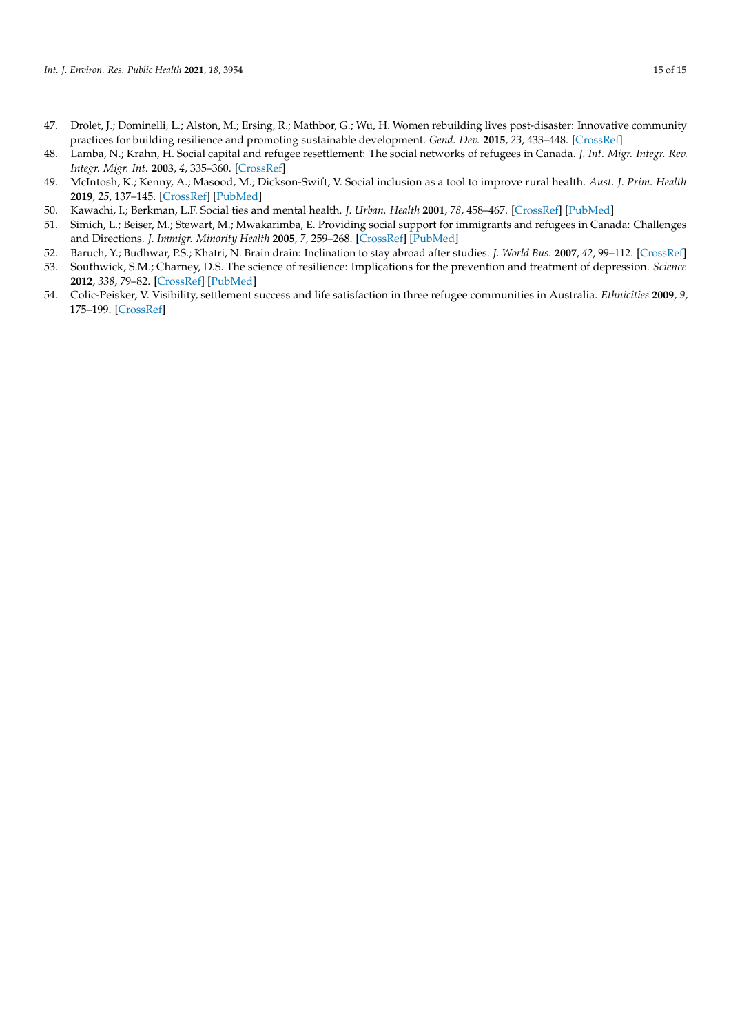47. Drolet, J.; Dominelli, L.; Alston, M.; Ersing, R.; Mathbor, G.; Wu, H. Women rebuilding lives post-disaster: Innovative community practices for building resilience and promoting sustainable development. *Gend. Dev.* **2015**, *23*, 433–448. [CrossRef]
48. Lamba, N.; Krahn, H. Social capital and refugee resettlement: The social networks of refugees in Canada. *J. Int. Migr. Integr. Rev. Integr. Migr. Int.* **2003**, *4*, 335–360. [CrossRef]
49. McIntosh, K.; Kenny, A.; Masood, M.; Dickson-Swift, V. Social inclusion as a tool to improve rural health. *Aust. J. Prim. Health* **2019**, *25*, 137–145. [CrossRef] [PubMed]
50. Kawachi, I.; Berkman, L.F. Social ties and mental health. *J. Urban. Health* **2001**, *78*, 458–467. [CrossRef] [PubMed]
51. Simich, L.; Beiser, M.; Stewart, M.; Mwakarimba, E. Providing social support for immigrants and refugees in Canada: Challenges and Directions. *J. Immigr. Minority Health* **2005**, *7*, 259–268. [CrossRef] [PubMed]
52. Baruch, Y.; Budhwar, P.S.; Khatri, N. Brain drain: Inclination to stay abroad after studies. *J. World Bus.* **2007**, *42*, 99–112. [CrossRef]
53. Southwick, S.M.; Charney, D.S. The science of resilience: Implications for the prevention and treatment of depression. *Science* **2012**, *338*, 79–82. [CrossRef] [PubMed]
54. Colic-Peisker, V. Visibility, settlement success and life satisfaction in three refugee communities in Australia. *Ethnicities* **2009**, *9*, 175–199. [CrossRef]